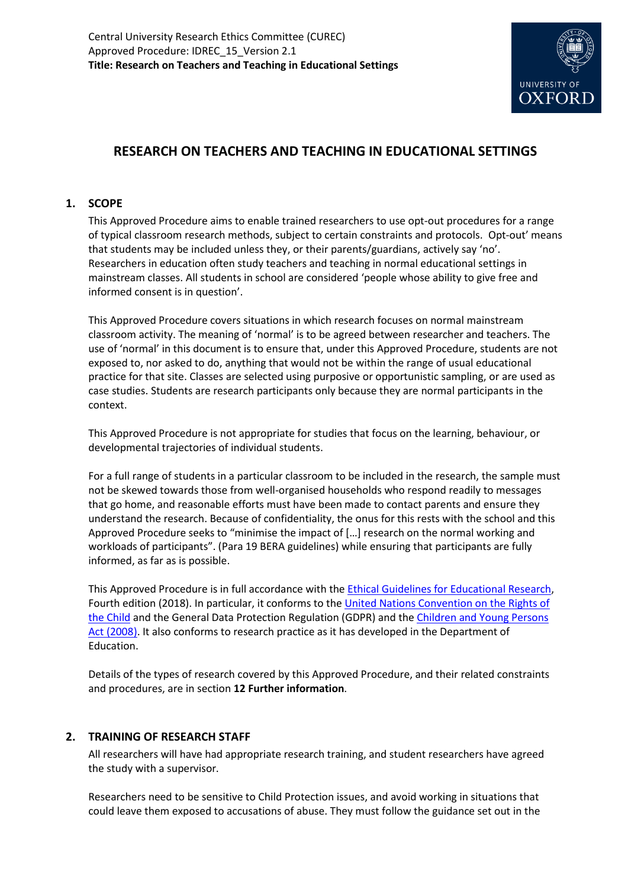Central University Research Ethics Committee (CUREC)
Approved Procedure: IDREC_15_Version 2.1
**Title: Research on Teachers and Teaching in Educational Settings**

# RESEARCH ON TEACHERS AND TEACHING IN EDUCATIONAL SETTINGS

## 1. SCOPE

This Approved Procedure aims to enable trained researchers to use opt-out procedures for a range of typical classroom research methods, subject to certain constraints and protocols. Opt-out' means that students may be included unless they, or their parents/guardians, actively say 'no'. Researchers in education often study teachers and teaching in normal educational settings in mainstream classes. All students in school are considered 'people whose ability to give free and informed consent is in question'.

This Approved Procedure covers situations in which research focuses on normal mainstream classroom activity. The meaning of 'normal' is to be agreed between researcher and teachers. The use of 'normal' in this document is to ensure that, under this Approved Procedure, students are not exposed to, nor asked to do, anything that would not be within the range of usual educational practice for that site. Classes are selected using purposive or opportunistic sampling, or are used as case studies. Students are research participants only because they are normal participants in the context.

This Approved Procedure is not appropriate for studies that focus on the learning, behaviour, or developmental trajectories of individual students.

For a full range of students in a particular classroom to be included in the research, the sample must not be skewed towards those from well-organised households who respond readily to messages that go home, and reasonable efforts must have been made to contact parents and ensure they understand the research. Because of confidentiality, the onus for this rests with the school and this Approved Procedure seeks to "minimise the impact of […] research on the normal working and workloads of participants". (Para 19 BERA guidelines) while ensuring that participants are fully informed, as far as is possible.

This Approved Procedure is in full accordance with the Ethical Guidelines for Educational Research, Fourth edition (2018). In particular, it conforms to the United Nations Convention on the Rights of the Child and the General Data Protection Regulation (GDPR) and the Children and Young Persons Act (2008). It also conforms to research practice as it has developed in the Department of Education.

Details of the types of research covered by this Approved Procedure, and their related constraints and procedures, are in section **12 Further information**.

## 2. TRAINING OF RESEARCH STAFF

All researchers will have had appropriate research training, and student researchers have agreed the study with a supervisor.

Researchers need to be sensitive to Child Protection issues, and avoid working in situations that could leave them exposed to accusations of abuse. They must follow the guidance set out in the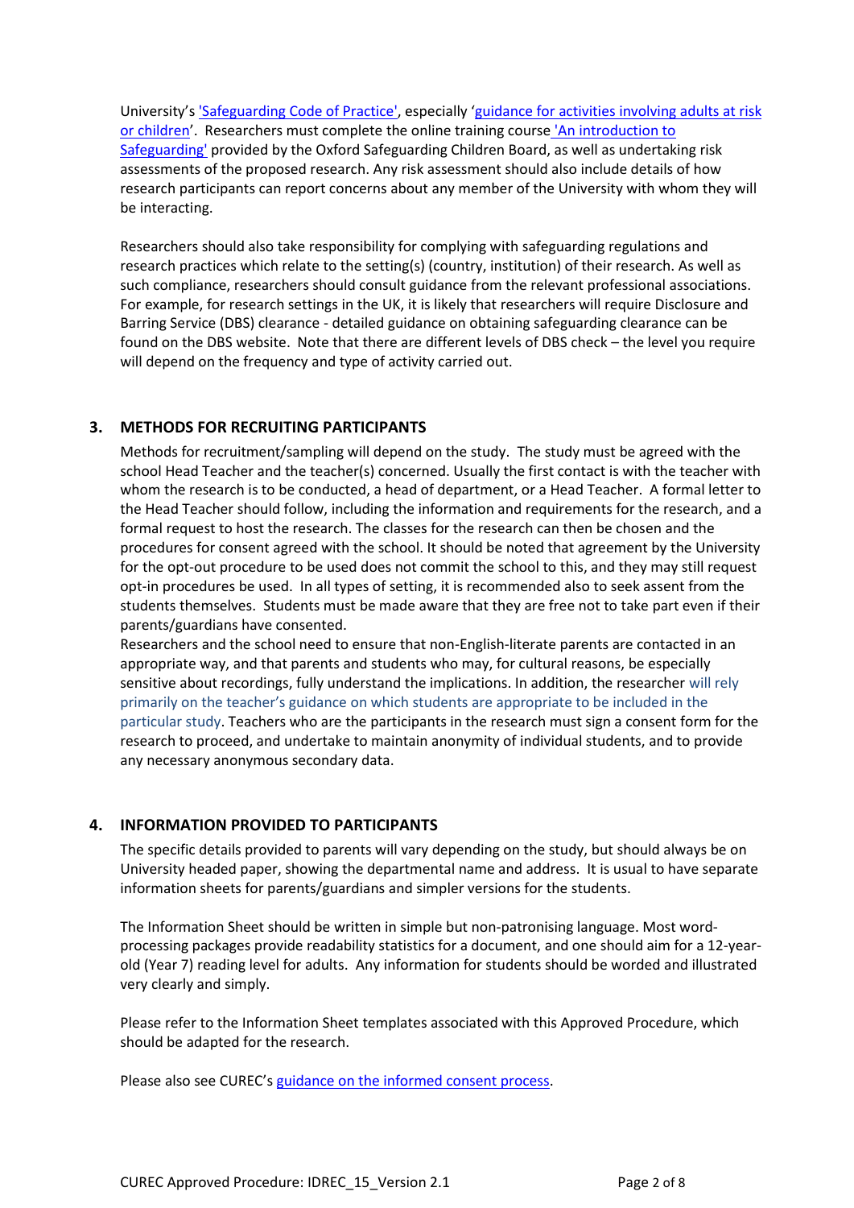University's 'Safeguarding Code of Practice', especially 'guidance for activities involving adults at risk or children'. Researchers must complete the online training course 'An introduction to Safeguarding' provided by the Oxford Safeguarding Children Board, as well as undertaking risk assessments of the proposed research. Any risk assessment should also include details of how research participants can report concerns about any member of the University with whom they will be interacting.

Researchers should also take responsibility for complying with safeguarding regulations and research practices which relate to the setting(s) (country, institution) of their research. As well as such compliance, researchers should consult guidance from the relevant professional associations. For example, for research settings in the UK, it is likely that researchers will require Disclosure and Barring Service (DBS) clearance - detailed guidance on obtaining safeguarding clearance can be found on the DBS website. Note that there are different levels of DBS check – the level you require will depend on the frequency and type of activity carried out.

## 3. METHODS FOR RECRUITING PARTICIPANTS

Methods for recruitment/sampling will depend on the study. The study must be agreed with the school Head Teacher and the teacher(s) concerned. Usually the first contact is with the teacher with whom the research is to be conducted, a head of department, or a Head Teacher. A formal letter to the Head Teacher should follow, including the information and requirements for the research, and a formal request to host the research. The classes for the research can then be chosen and the procedures for consent agreed with the school. It should be noted that agreement by the University for the opt-out procedure to be used does not commit the school to this, and they may still request opt-in procedures be used. In all types of setting, it is recommended also to seek assent from the students themselves. Students must be made aware that they are free not to take part even if their parents/guardians have consented.

Researchers and the school need to ensure that non-English-literate parents are contacted in an appropriate way, and that parents and students who may, for cultural reasons, be especially sensitive about recordings, fully understand the implications. In addition, the researcher will rely primarily on the teacher's guidance on which students are appropriate to be included in the particular study. Teachers who are the participants in the research must sign a consent form for the research to proceed, and undertake to maintain anonymity of individual students, and to provide any necessary anonymous secondary data.

## 4. INFORMATION PROVIDED TO PARTICIPANTS

The specific details provided to parents will vary depending on the study, but should always be on University headed paper, showing the departmental name and address. It is usual to have separate information sheets for parents/guardians and simpler versions for the students.

The Information Sheet should be written in simple but non-patronising language. Most word-processing packages provide readability statistics for a document, and one should aim for a 12-year-old (Year 7) reading level for adults. Any information for students should be worded and illustrated very clearly and simply.

Please refer to the Information Sheet templates associated with this Approved Procedure, which should be adapted for the research.

Please also see CUREC's guidance on the informed consent process.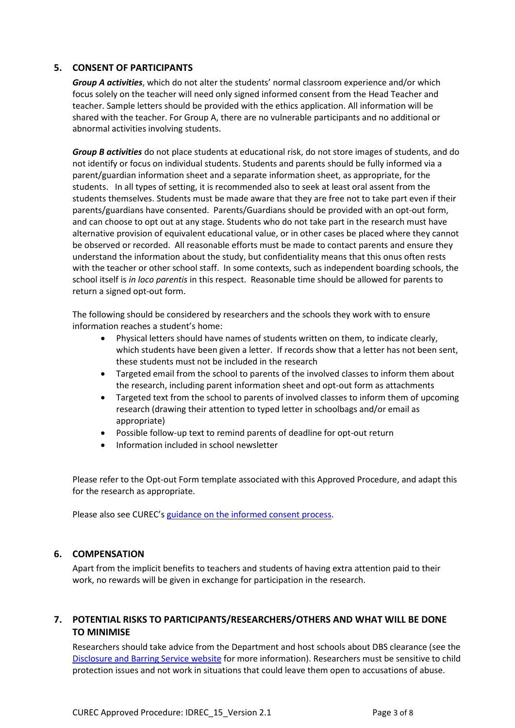## 5. CONSENT OF PARTICIPANTS

***Group A activities***, which do not alter the students' normal classroom experience and/or which focus solely on the teacher will need only signed informed consent from the Head Teacher and teacher. Sample letters should be provided with the ethics application. All information will be shared with the teacher. For Group A, there are no vulnerable participants and no additional or abnormal activities involving students.

***Group B activities*** do not place students at educational risk, do not store images of students, and do not identify or focus on individual students. Students and parents should be fully informed via a parent/guardian information sheet and a separate information sheet, as appropriate, for the students. In all types of setting, it is recommended also to seek at least oral assent from the students themselves. Students must be made aware that they are free not to take part even if their parents/guardians have consented. Parents/Guardians should be provided with an opt-out form, and can choose to opt out at any stage. Students who do not take part in the research must have alternative provision of equivalent educational value, or in other cases be placed where they cannot be observed or recorded. All reasonable efforts must be made to contact parents and ensure they understand the information about the study, but confidentiality means that this onus often rests with the teacher or other school staff. In some contexts, such as independent boarding schools, the school itself is *in loco parentis* in this respect. Reasonable time should be allowed for parents to return a signed opt-out form.

The following should be considered by researchers and the schools they work with to ensure information reaches a student's home:

- Physical letters should have names of students written on them, to indicate clearly, which students have been given a letter. If records show that a letter has not been sent, these students must not be included in the research
- Targeted email from the school to parents of the involved classes to inform them about the research, including parent information sheet and opt-out form as attachments
- Targeted text from the school to parents of involved classes to inform them of upcoming research (drawing their attention to typed letter in schoolbags and/or email as appropriate)
- Possible follow-up text to remind parents of deadline for opt-out return
- Information included in school newsletter

Please refer to the Opt-out Form template associated with this Approved Procedure, and adapt this for the research as appropriate.

Please also see CUREC's guidance on the informed consent process.

## 6. COMPENSATION

Apart from the implicit benefits to teachers and students of having extra attention paid to their work, no rewards will be given in exchange for participation in the research.

## 7. POTENTIAL RISKS TO PARTICIPANTS/RESEARCHERS/OTHERS AND WHAT WILL BE DONE TO MINIMISE

Researchers should take advice from the Department and host schools about DBS clearance (see the Disclosure and Barring Service website for more information). Researchers must be sensitive to child protection issues and not work in situations that could leave them open to accusations of abuse.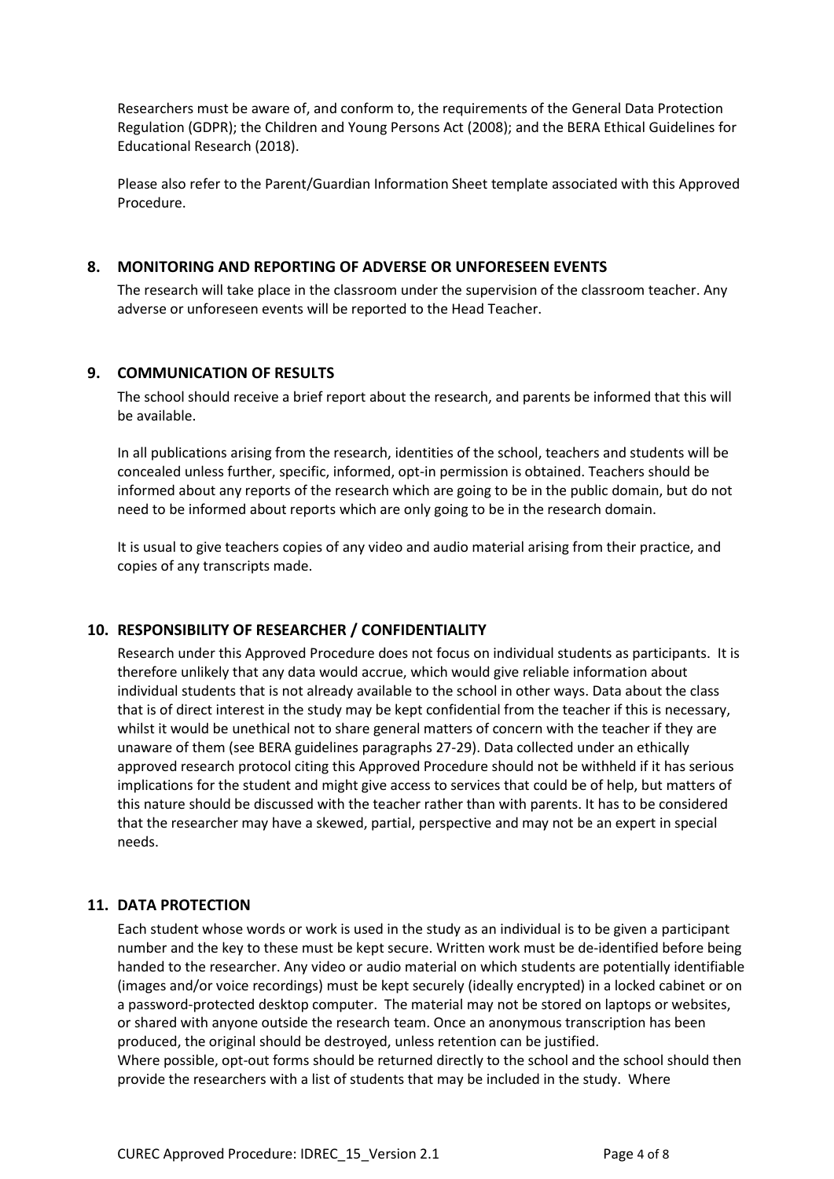Researchers must be aware of, and conform to, the requirements of the General Data Protection Regulation (GDPR); the Children and Young Persons Act (2008); and the BERA Ethical Guidelines for Educational Research (2018).

Please also refer to the Parent/Guardian Information Sheet template associated with this Approved Procedure.

## 8. MONITORING AND REPORTING OF ADVERSE OR UNFORESEEN EVENTS

The research will take place in the classroom under the supervision of the classroom teacher. Any adverse or unforeseen events will be reported to the Head Teacher.

## 9. COMMUNICATION OF RESULTS

The school should receive a brief report about the research, and parents be informed that this will be available.

In all publications arising from the research, identities of the school, teachers and students will be concealed unless further, specific, informed, opt-in permission is obtained. Teachers should be informed about any reports of the research which are going to be in the public domain, but do not need to be informed about reports which are only going to be in the research domain.

It is usual to give teachers copies of any video and audio material arising from their practice, and copies of any transcripts made.

## 10. RESPONSIBILITY OF RESEARCHER / CONFIDENTIALITY

Research under this Approved Procedure does not focus on individual students as participants. It is therefore unlikely that any data would accrue, which would give reliable information about individual students that is not already available to the school in other ways. Data about the class that is of direct interest in the study may be kept confidential from the teacher if this is necessary, whilst it would be unethical not to share general matters of concern with the teacher if they are unaware of them (see BERA guidelines paragraphs 27-29). Data collected under an ethically approved research protocol citing this Approved Procedure should not be withheld if it has serious implications for the student and might give access to services that could be of help, but matters of this nature should be discussed with the teacher rather than with parents. It has to be considered that the researcher may have a skewed, partial, perspective and may not be an expert in special needs.

## 11. DATA PROTECTION

Each student whose words or work is used in the study as an individual is to be given a participant number and the key to these must be kept secure. Written work must be de-identified before being handed to the researcher. Any video or audio material on which students are potentially identifiable (images and/or voice recordings) must be kept securely (ideally encrypted) in a locked cabinet or on a password-protected desktop computer. The material may not be stored on laptops or websites, or shared with anyone outside the research team. Once an anonymous transcription has been produced, the original should be destroyed, unless retention can be justified.

Where possible, opt-out forms should be returned directly to the school and the school should then provide the researchers with a list of students that may be included in the study. Where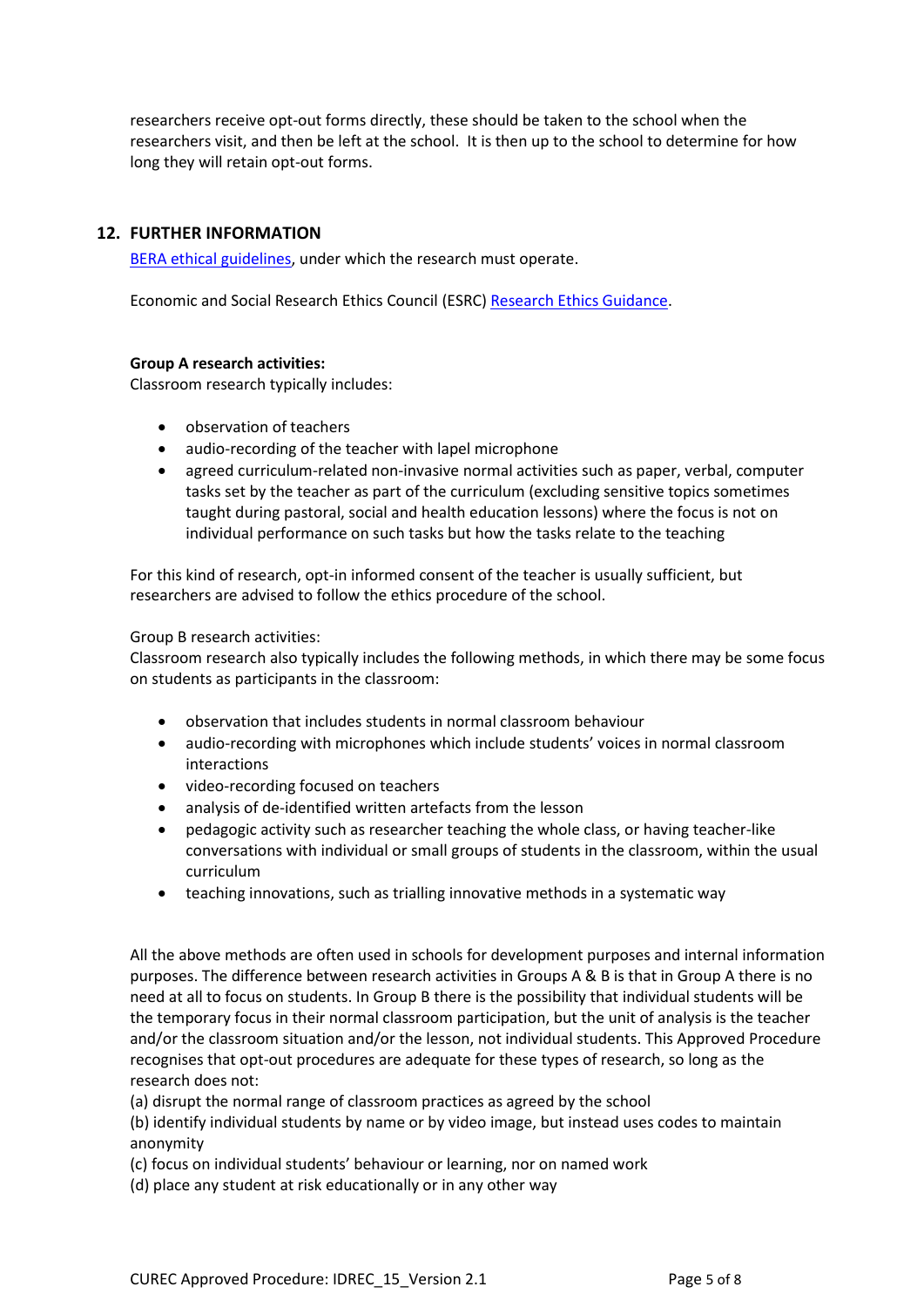researchers receive opt-out forms directly, these should be taken to the school when the researchers visit, and then be left at the school. It is then up to the school to determine for how long they will retain opt-out forms.

## 12. FURTHER INFORMATION

BERA ethical guidelines, under which the research must operate.

Economic and Social Research Ethics Council (ESRC) Research Ethics Guidance.

**Group A research activities:**

Classroom research typically includes:

- observation of teachers
- audio-recording of the teacher with lapel microphone
- agreed curriculum-related non-invasive normal activities such as paper, verbal, computer tasks set by the teacher as part of the curriculum (excluding sensitive topics sometimes taught during pastoral, social and health education lessons) where the focus is not on individual performance on such tasks but how the tasks relate to the teaching

For this kind of research, opt-in informed consent of the teacher is usually sufficient, but researchers are advised to follow the ethics procedure of the school.

Group B research activities:

Classroom research also typically includes the following methods, in which there may be some focus on students as participants in the classroom:

- observation that includes students in normal classroom behaviour
- audio-recording with microphones which include students' voices in normal classroom interactions
- video-recording focused on teachers
- analysis of de-identified written artefacts from the lesson
- pedagogic activity such as researcher teaching the whole class, or having teacher-like conversations with individual or small groups of students in the classroom, within the usual curriculum
- teaching innovations, such as trialling innovative methods in a systematic way

All the above methods are often used in schools for development purposes and internal information purposes. The difference between research activities in Groups A & B is that in Group A there is no need at all to focus on students. In Group B there is the possibility that individual students will be the temporary focus in their normal classroom participation, but the unit of analysis is the teacher and/or the classroom situation and/or the lesson, not individual students. This Approved Procedure recognises that opt-out procedures are adequate for these types of research, so long as the research does not:

(a) disrupt the normal range of classroom practices as agreed by the school
(b) identify individual students by name or by video image, but instead uses codes to maintain anonymity
(c) focus on individual students' behaviour or learning, nor on named work
(d) place any student at risk educationally or in any other way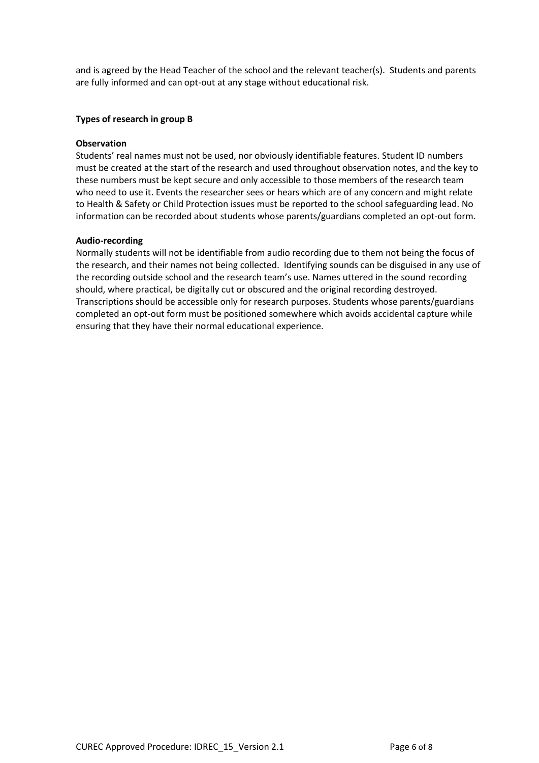and is agreed by the Head Teacher of the school and the relevant teacher(s). Students and parents are fully informed and can opt-out at any stage without educational risk.

**Types of research in group B**

**Observation**

Students' real names must not be used, nor obviously identifiable features. Student ID numbers must be created at the start of the research and used throughout observation notes, and the key to these numbers must be kept secure and only accessible to those members of the research team who need to use it. Events the researcher sees or hears which are of any concern and might relate to Health & Safety or Child Protection issues must be reported to the school safeguarding lead. No information can be recorded about students whose parents/guardians completed an opt-out form.

**Audio-recording**

Normally students will not be identifiable from audio recording due to them not being the focus of the research, and their names not being collected. Identifying sounds can be disguised in any use of the recording outside school and the research team's use. Names uttered in the sound recording should, where practical, be digitally cut or obscured and the original recording destroyed. Transcriptions should be accessible only for research purposes. Students whose parents/guardians completed an opt-out form must be positioned somewhere which avoids accidental capture while ensuring that they have their normal educational experience.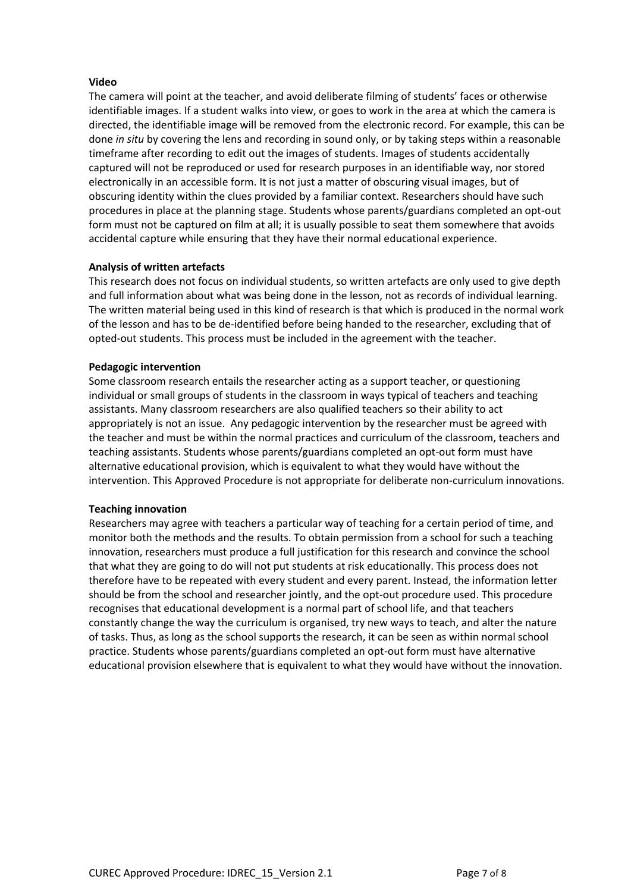**Video**

The camera will point at the teacher, and avoid deliberate filming of students' faces or otherwise identifiable images. If a student walks into view, or goes to work in the area at which the camera is directed, the identifiable image will be removed from the electronic record. For example, this can be done *in situ* by covering the lens and recording in sound only, or by taking steps within a reasonable timeframe after recording to edit out the images of students. Images of students accidentally captured will not be reproduced or used for research purposes in an identifiable way, nor stored electronically in an accessible form. It is not just a matter of obscuring visual images, but of obscuring identity within the clues provided by a familiar context. Researchers should have such procedures in place at the planning stage. Students whose parents/guardians completed an opt-out form must not be captured on film at all; it is usually possible to seat them somewhere that avoids accidental capture while ensuring that they have their normal educational experience.

**Analysis of written artefacts**

This research does not focus on individual students, so written artefacts are only used to give depth and full information about what was being done in the lesson, not as records of individual learning. The written material being used in this kind of research is that which is produced in the normal work of the lesson and has to be de-identified before being handed to the researcher, excluding that of opted-out students. This process must be included in the agreement with the teacher.

**Pedagogic intervention**

Some classroom research entails the researcher acting as a support teacher, or questioning individual or small groups of students in the classroom in ways typical of teachers and teaching assistants. Many classroom researchers are also qualified teachers so their ability to act appropriately is not an issue. Any pedagogic intervention by the researcher must be agreed with the teacher and must be within the normal practices and curriculum of the classroom, teachers and teaching assistants. Students whose parents/guardians completed an opt-out form must have alternative educational provision, which is equivalent to what they would have without the intervention. This Approved Procedure is not appropriate for deliberate non-curriculum innovations.

**Teaching innovation**

Researchers may agree with teachers a particular way of teaching for a certain period of time, and monitor both the methods and the results. To obtain permission from a school for such a teaching innovation, researchers must produce a full justification for this research and convince the school that what they are going to do will not put students at risk educationally. This process does not therefore have to be repeated with every student and every parent. Instead, the information letter should be from the school and researcher jointly, and the opt-out procedure used. This procedure recognises that educational development is a normal part of school life, and that teachers constantly change the way the curriculum is organised, try new ways to teach, and alter the nature of tasks. Thus, as long as the school supports the research, it can be seen as within normal school practice. Students whose parents/guardians completed an opt-out form must have alternative educational provision elsewhere that is equivalent to what they would have without the innovation.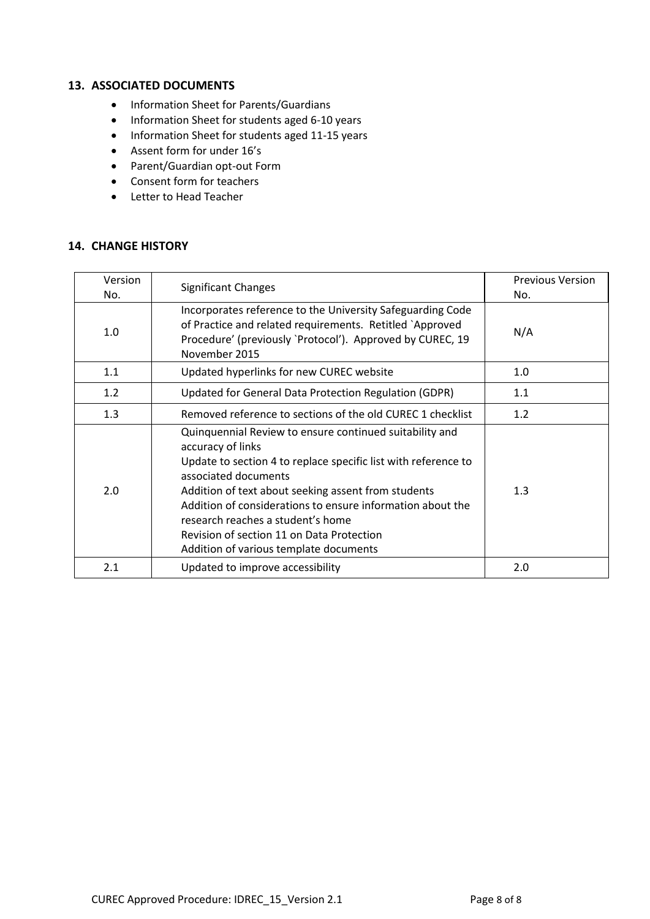## 13. ASSOCIATED DOCUMENTS

- Information Sheet for Parents/Guardians
- Information Sheet for students aged 6-10 years
- Information Sheet for students aged 11-15 years
- Assent form for under 16's
- Parent/Guardian opt-out Form
- Consent form for teachers
- Letter to Head Teacher

## 14. CHANGE HISTORY

| Version No. | Significant Changes | Previous Version No. |
|---|---|---|
| 1.0 | Incorporates reference to the University Safeguarding Code of Practice and related requirements. Retitled `Approved Procedure' (previously `Protocol'). Approved by CUREC, 19 November 2015 | N/A |
| 1.1 | Updated hyperlinks for new CUREC website | 1.0 |
| 1.2 | Updated for General Data Protection Regulation (GDPR) | 1.1 |
| 1.3 | Removed reference to sections of the old CUREC 1 checklist | 1.2 |
| 2.0 | Quinquennial Review to ensure continued suitability and accuracy of links<br>Update to section 4 to replace specific list with reference to associated documents<br>Addition of text about seeking assent from students<br>Addition of considerations to ensure information about the research reaches a student's home<br>Revision of section 11 on Data Protection<br>Addition of various template documents | 1.3 |
| 2.1 | Updated to improve accessibility | 2.0 |